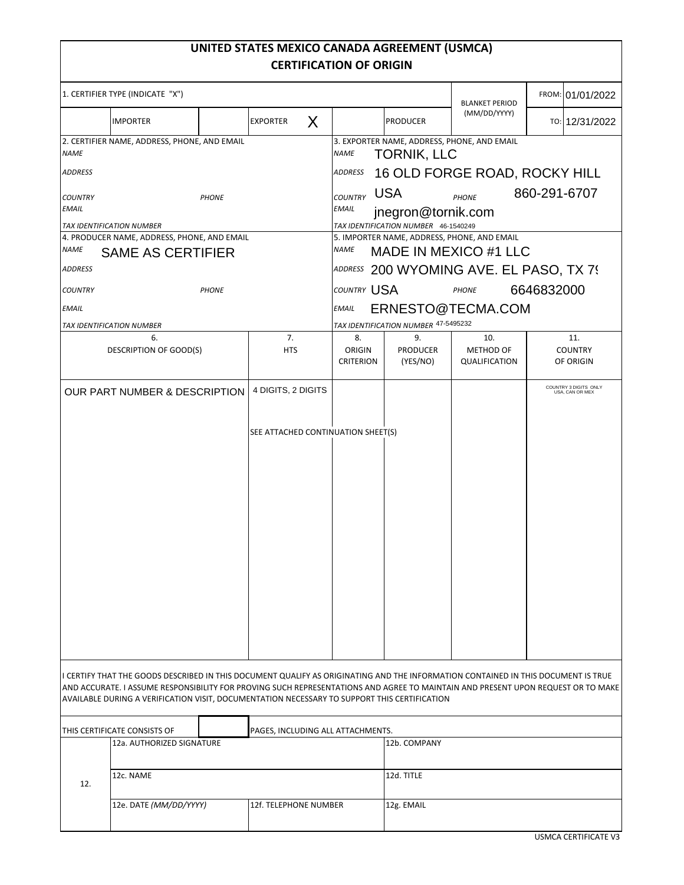# UNITED STATES MEXICO CANADA AGREEMENT (USMCA)
## CERTIFICATION OF ORIGIN

| 1. CERTIFIER TYPE (INDICATE "X") | | | | | | BLANKET PERIOD (MM/DD/YYYY) | FROM: 01/01/2022 |
|---|---|---|---|---|---|---|---|
| | IMPORTER | | EXPORTER X | | PRODUCER | | TO: 12/31/2022 |

| 2. CERTIFIER NAME, ADDRESS, PHONE, AND EMAIL | 3. EXPORTER NAME, ADDRESS, PHONE, AND EMAIL |
|---|---|
| *NAME* | *NAME* TORNIK, LLC |
| *ADDRESS* | *ADDRESS* 16 OLD FORGE ROAD, ROCKY HILL |
| *COUNTRY* *PHONE* | *COUNTRY* USA *PHONE* 860-291-6707 |
| *EMAIL* | *EMAIL* jnegron@tornik.com |
| *TAX IDENTIFICATION NUMBER* | *TAX IDENTIFICATION NUMBER* 46-1540249 |

| 4. PRODUCER NAME, ADDRESS, PHONE, AND EMAIL | 5. IMPORTER NAME, ADDRESS, PHONE, AND EMAIL |
|---|---|
| *NAME* SAME AS CERTIFIER | *NAME* MADE IN MEXICO #1 LLC |
| *ADDRESS* | *ADDRESS* 200 WYOMING AVE. EL PASO, TX 79 |
| *COUNTRY* *PHONE* | *COUNTRY* USA *PHONE* 6646832000 |
| *EMAIL* | *EMAIL* ERNESTO@TECMA.COM |
| *TAX IDENTIFICATION NUMBER* | *TAX IDENTIFICATION NUMBER* 47-5495232 |

| 6. DESCRIPTION OF GOOD(S) | 7. HTS | 8. ORIGIN CRITERION | 9. PRODUCER (YES/NO) | 10. METHOD OF QUALIFICATION | 11. COUNTRY OF ORIGIN |
|---|---|---|---|---|---|
| OUR PART NUMBER & DESCRIPTION | 4 DIGITS, 2 DIGITS | | | | COUNTRY 3 DIGITS ONLY USA, CAN OR MEX |
| | SEE ATTACHED CONTINUATION SHEET(S) | | | | |

I CERTIFY THAT THE GOODS DESCRIBED IN THIS DOCUMENT QUALIFY AS ORIGINATING AND THE INFORMATION CONTAINED IN THIS DOCUMENT IS TRUE AND ACCURATE. I ASSUME RESPONSIBILITY FOR PROVING SUCH REPRESENTATIONS AND AGREE TO MAINTAIN AND PRESENT UPON REQUEST OR TO MAKE AVAILABLE DURING A VERIFICATION VISIT, DOCUMENTATION NECESSARY TO SUPPORT THIS CERTIFICATION

THIS CERTIFICATE CONSISTS OF ______ PAGES, INCLUDING ALL ATTACHMENTS.

| 12. | | | |
|---|---|---|---|
| | 12a. AUTHORIZED SIGNATURE | | 12b. COMPANY |
| | 12c. NAME | | 12d. TITLE |
| | 12e. DATE *(MM/DD/YYYY)* | 12f. TELEPHONE NUMBER | 12g. EMAIL |

USMCA CERTIFICATE V3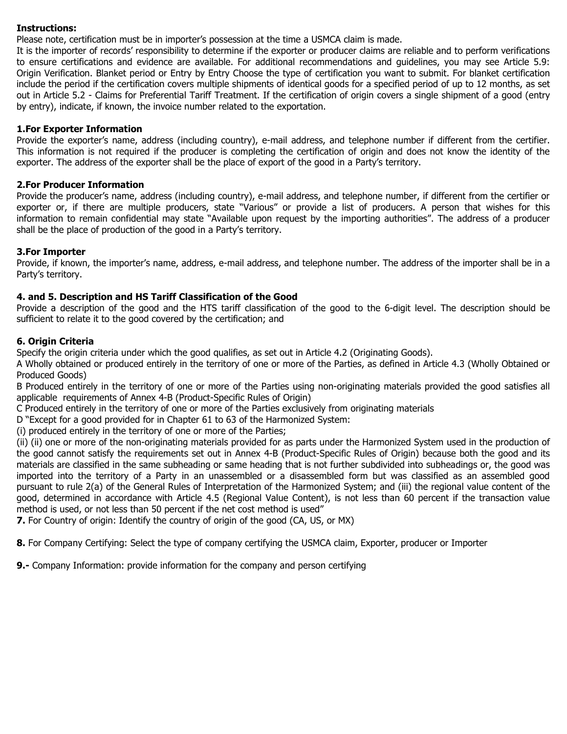**Instructions:**

Please note, certification must be in importer's possession at the time a USMCA claim is made.

It is the importer of records' responsibility to determine if the exporter or producer claims are reliable and to perform verifications to ensure certifications and evidence are available. For additional recommendations and guidelines, you may see Article 5.9: Origin Verification. Blanket period or Entry by Entry Choose the type of certification you want to submit. For blanket certification include the period if the certification covers multiple shipments of identical goods for a specified period of up to 12 months, as set out in Article 5.2 - Claims for Preferential Tariff Treatment. If the certification of origin covers a single shipment of a good (entry by entry), indicate, if known, the invoice number related to the exportation.

**1.For Exporter Information**

Provide the exporter's name, address (including country), e-mail address, and telephone number if different from the certifier. This information is not required if the producer is completing the certification of origin and does not know the identity of the exporter. The address of the exporter shall be the place of export of the good in a Party's territory.

**2.For Producer Information**

Provide the producer's name, address (including country), e-mail address, and telephone number, if different from the certifier or exporter or, if there are multiple producers, state "Various" or provide a list of producers. A person that wishes for this information to remain confidential may state "Available upon request by the importing authorities". The address of a producer shall be the place of production of the good in a Party's territory.

**3.For Importer**

Provide, if known, the importer's name, address, e-mail address, and telephone number. The address of the importer shall be in a Party's territory.

**4. and 5. Description and HS Tariff Classification of the Good**

Provide a description of the good and the HTS tariff classification of the good to the 6-digit level. The description should be sufficient to relate it to the good covered by the certification; and

**6. Origin Criteria**

Specify the origin criteria under which the good qualifies, as set out in Article 4.2 (Originating Goods).

A Wholly obtained or produced entirely in the territory of one or more of the Parties, as defined in Article 4.3 (Wholly Obtained or Produced Goods)

B Produced entirely in the territory of one or more of the Parties using non-originating materials provided the good satisfies all applicable requirements of Annex 4-B (Product-Specific Rules of Origin)

C Produced entirely in the territory of one or more of the Parties exclusively from originating materials

D "Except for a good provided for in Chapter 61 to 63 of the Harmonized System:

(i) produced entirely in the territory of one or more of the Parties;

(ii) (ii) one or more of the non-originating materials provided for as parts under the Harmonized System used in the production of the good cannot satisfy the requirements set out in Annex 4-B (Product-Specific Rules of Origin) because both the good and its materials are classified in the same subheading or same heading that is not further subdivided into subheadings or, the good was imported into the territory of a Party in an unassembled or a disassembled form but was classified as an assembled good pursuant to rule 2(a) of the General Rules of Interpretation of the Harmonized System; and (iii) the regional value content of the good, determined in accordance with Article 4.5 (Regional Value Content), is not less than 60 percent if the transaction value method is used, or not less than 50 percent if the net cost method is used"

**7.** For Country of origin: Identify the country of origin of the good (CA, US, or MX)

**8.** For Company Certifying: Select the type of company certifying the USMCA claim, Exporter, producer or Importer

**9.-** Company Information: provide information for the company and person certifying